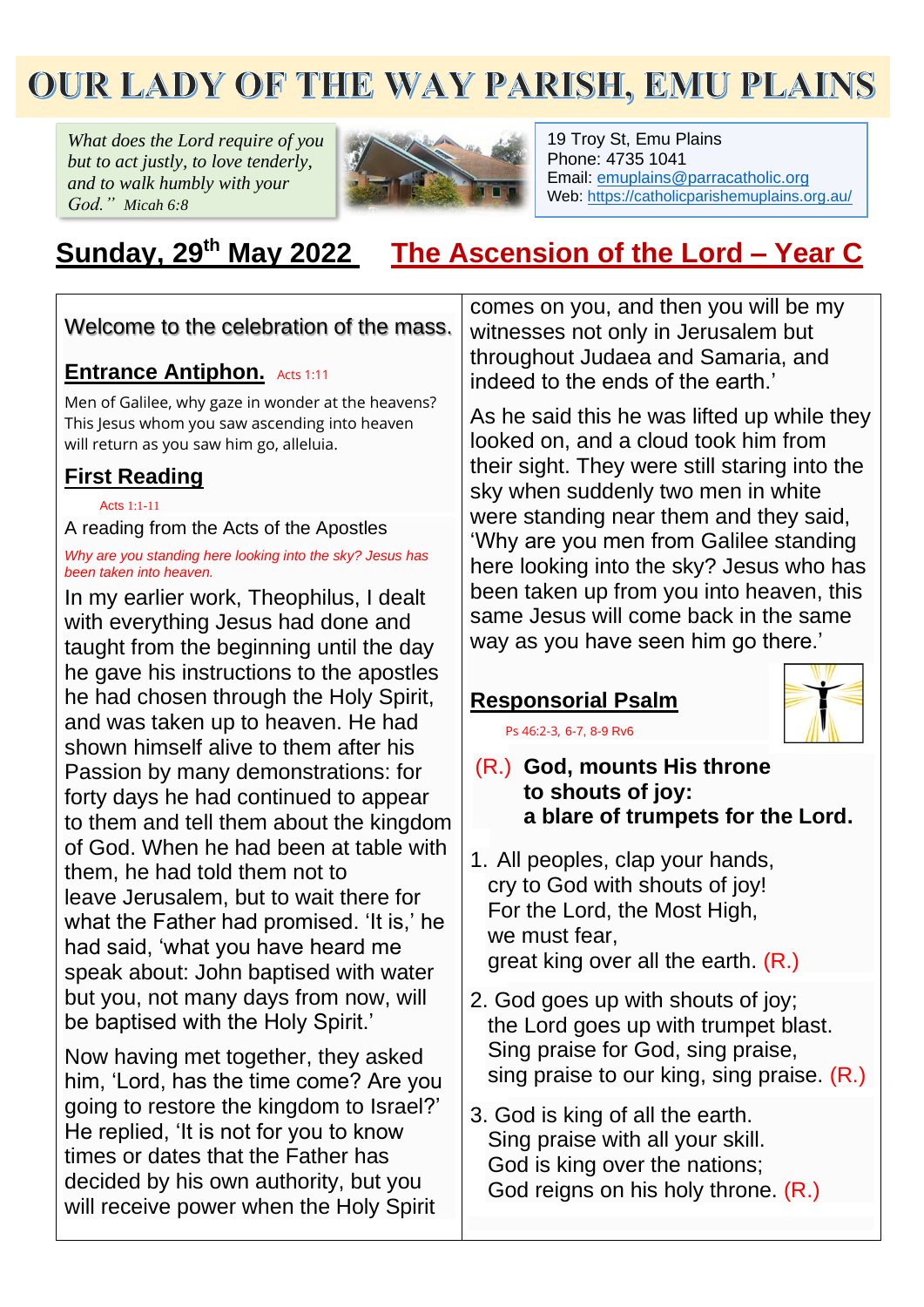# OUR LADY OF THE WAY PARISH, EMU PLAINS

*What does the Lord require of you but to act justly, to love tenderly, and to walk humbly with your God." Micah 6:8*

19 Troy St, Emu Plains
Phone: 4735 1041
Email: emuplains@parracatholic.org
Web: https://catholicparishemuplains.org.au/

## Sunday, 29th May 2022 — The Ascension of the Lord – Year C

Welcome to the celebration of the mass.

### Entrance Antiphon. Acts 1:11

Men of Galilee, why gaze in wonder at the heavens? This Jesus whom you saw ascending into heaven will return as you saw him go, alleluia.

### First Reading

Acts 1:1-11

A reading from the Acts of the Apostles

*Why are you standing here looking into the sky? Jesus has been taken into heaven.*

In my earlier work, Theophilus, I dealt with everything Jesus had done and taught from the beginning until the day he gave his instructions to the apostles he had chosen through the Holy Spirit, and was taken up to heaven. He had shown himself alive to them after his Passion by many demonstrations: for forty days he had continued to appear to them and tell them about the kingdom of God. When he had been at table with them, he had told them not to leave Jerusalem, but to wait there for what the Father had promised. 'It is,' he had said, 'what you have heard me speak about: John baptised with water but you, not many days from now, will be baptised with the Holy Spirit.'

Now having met together, they asked him, 'Lord, has the time come? Are you going to restore the kingdom to Israel?' He replied, 'It is not for you to know times or dates that the Father has decided by his own authority, but you will receive power when the Holy Spirit comes on you, and then you will be my witnesses not only in Jerusalem but throughout Judaea and Samaria, and indeed to the ends of the earth.'

As he said this he was lifted up while they looked on, and a cloud took him from their sight. They were still staring into the sky when suddenly two men in white were standing near them and they said, 'Why are you men from Galilee standing here looking into the sky? Jesus who has been taken up from you into heaven, this same Jesus will come back in the same way as you have seen him go there.'

### Responsorial Psalm

Ps 46:2-3, 6-7, 8-9 Rv6

(R.) **God, mounts His throne to shouts of joy: a blare of trumpets for the Lord.**

1. All peoples, clap your hands,
cry to God with shouts of joy!
For the Lord, the Most High,
we must fear,
great king over all the earth. (R.)

2. God goes up with shouts of joy;
the Lord goes up with trumpet blast.
Sing praise for God, sing praise,
sing praise to our king, sing praise. (R.)

3. God is king of all the earth.
Sing praise with all your skill.
God is king over the nations;
God reigns on his holy throne. (R.)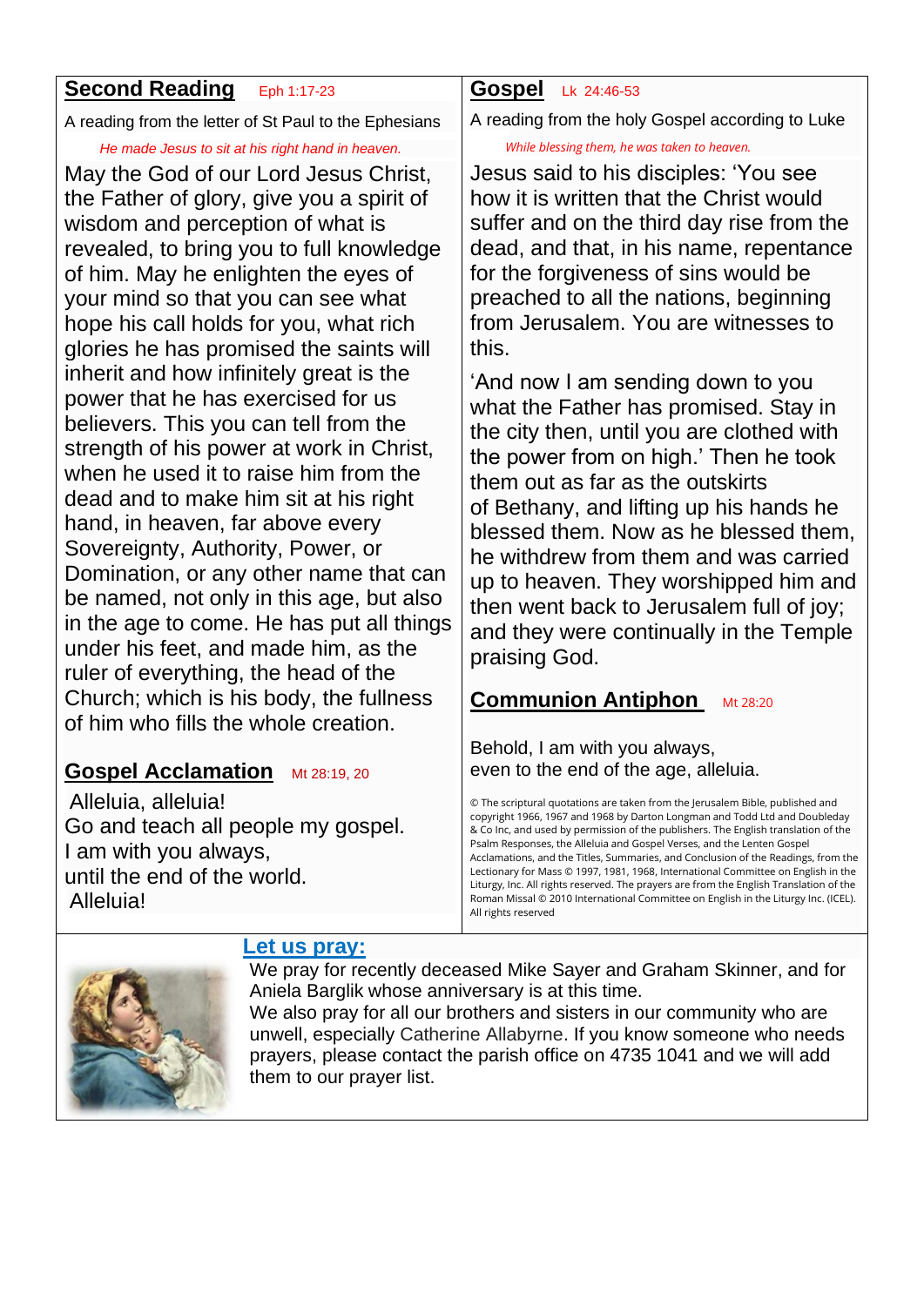## Second Reading Eph 1:17-23

A reading from the letter of St Paul to the Ephesians

*He made Jesus to sit at his right hand in heaven.*

May the God of our Lord Jesus Christ, the Father of glory, give you a spirit of wisdom and perception of what is revealed, to bring you to full knowledge of him. May he enlighten the eyes of your mind so that you can see what hope his call holds for you, what rich glories he has promised the saints will inherit and how infinitely great is the power that he has exercised for us believers. This you can tell from the strength of his power at work in Christ, when he used it to raise him from the dead and to make him sit at his right hand, in heaven, far above every Sovereignty, Authority, Power, or Domination, or any other name that can be named, not only in this age, but also in the age to come. He has put all things under his feet, and made him, as the ruler of everything, the head of the Church; which is his body, the fullness of him who fills the whole creation.

## Gospel Acclamation Mt 28:19, 20

Alleluia, alleluia!
Go and teach all people my gospel.
I am with you always,
until the end of the world.
Alleluia!

## Gospel Lk 24:46-53

A reading from the holy Gospel according to Luke

*While blessing them, he was taken to heaven.*

Jesus said to his disciples: 'You see how it is written that the Christ would suffer and on the third day rise from the dead, and that, in his name, repentance for the forgiveness of sins would be preached to all the nations, beginning from Jerusalem. You are witnesses to this.

'And now I am sending down to you what the Father has promised. Stay in the city then, until you are clothed with the power from on high.' Then he took them out as far as the outskirts of Bethany, and lifting up his hands he blessed them. Now as he blessed them, he withdrew from them and was carried up to heaven. They worshipped him and then went back to Jerusalem full of joy; and they were continually in the Temple praising God.

## Communion Antiphon Mt 28:20

Behold, I am with you always,
even to the end of the age, alleluia.

© The scriptural quotations are taken from the Jerusalem Bible, published and copyright 1966, 1967 and 1968 by Darton Longman and Todd Ltd and Doubleday & Co Inc, and used by permission of the publishers. The English translation of the Psalm Responses, the Alleluia and Gospel Verses, and the Lenten Gospel Acclamations, and the Titles, Summaries, and Conclusion of the Readings, from the Lectionary for Mass © 1997, 1981, 1968, International Committee on English in the Liturgy, Inc. All rights reserved. The prayers are from the English Translation of the Roman Missal © 2010 International Committee on English in the Liturgy Inc. (ICEL). All rights reserved

## Let us pray:

We pray for recently deceased Mike Sayer and Graham Skinner, and for Aniela Barglik whose anniversary is at this time.
We also pray for all our brothers and sisters in our community who are unwell, especially Catherine Allabyrne. If you know someone who needs prayers, please contact the parish office on 4735 1041 and we will add them to our prayer list.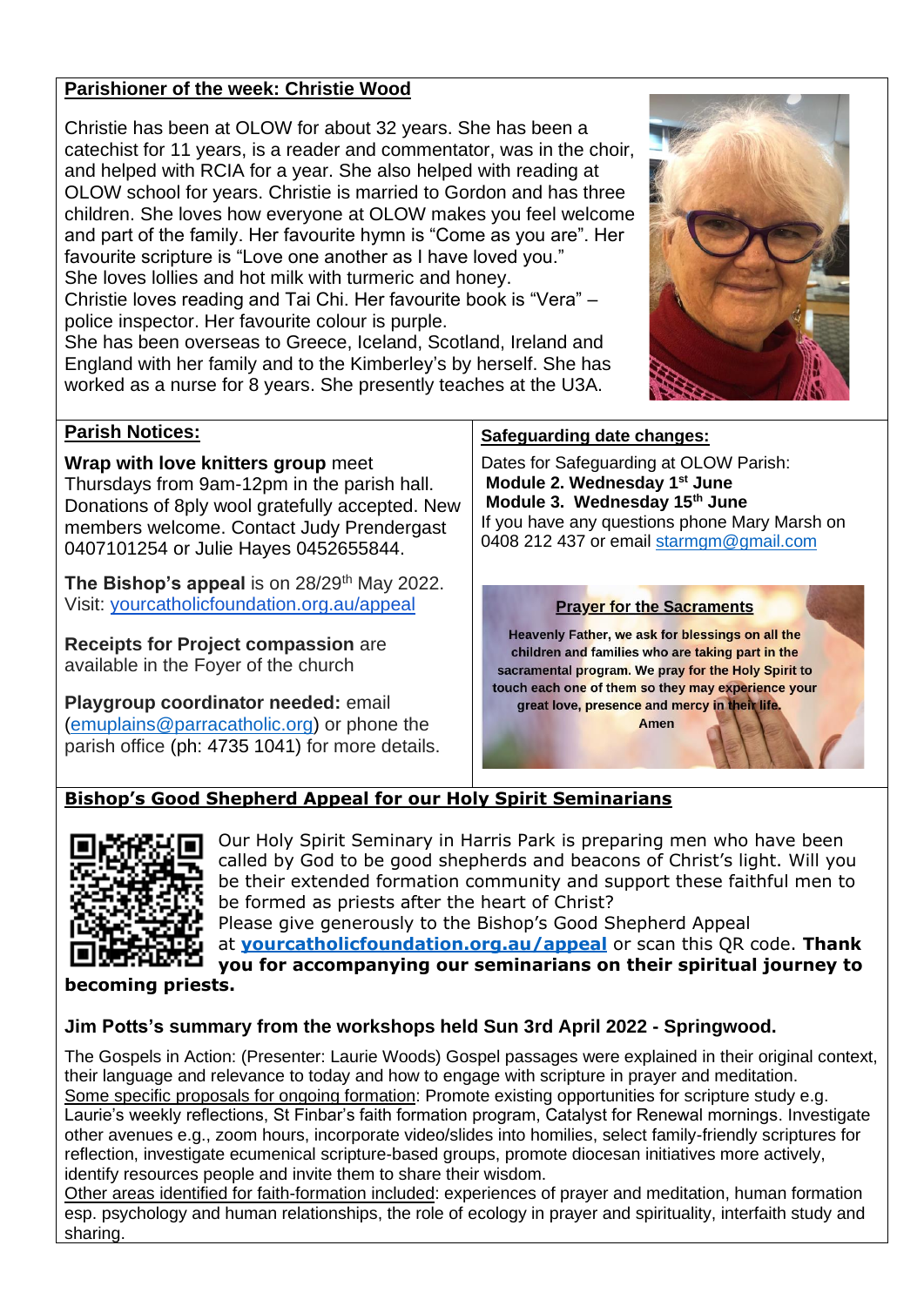## Parishioner of the week: Christie Wood

Christie has been at OLOW for about 32 years. She has been a catechist for 11 years, is a reader and commentator, was in the choir, and helped with RCIA for a year. She also helped with reading at OLOW school for years. Christie is married to Gordon and has three children. She loves how everyone at OLOW makes you feel welcome and part of the family. Her favourite hymn is "Come as you are". Her favourite scripture is "Love one another as I have loved you." She loves lollies and hot milk with turmeric and honey. Christie loves reading and Tai Chi. Her favourite book is "Vera" – police inspector. Her favourite colour is purple. She has been overseas to Greece, Iceland, Scotland, Ireland and England with her family and to the Kimberley's by herself. She has worked as a nurse for 8 years. She presently teaches at the U3A.

## Parish Notices:

**Wrap with love knitters group** meet Thursdays from 9am-12pm in the parish hall. Donations of 8ply wool gratefully accepted. New members welcome. Contact Judy Prendergast 0407101254 or Julie Hayes 0452655844.

**The Bishop's appeal** is on 28/29th May 2022. Visit: yourcatholicfoundation.org.au/appeal

**Receipts for Project compassion** are available in the Foyer of the church

**Playgroup coordinator needed:** email (emuplains@parracatholic.org) or phone the parish office (ph: 4735 1041) for more details.

## Safeguarding date changes:

Dates for Safeguarding at OLOW Parish:
**Module 2. Wednesday 1st June**
**Module 3. Wednesday 15th June**
If you have any questions phone Mary Marsh on 0408 212 437 or email starmgm@gmail.com

### Prayer for the Sacraments

**Heavenly Father, we ask for blessings on all the children and families who are taking part in the sacramental program. We pray for the Holy Spirit to touch each one of them so they may experience your great love, presence and mercy in their life. Amen**

## Bishop's Good Shepherd Appeal for our Holy Spirit Seminarians

Our Holy Spirit Seminary in Harris Park is preparing men who have been called by God to be good shepherds and beacons of Christ's light. Will you be their extended formation community and support these faithful men to be formed as priests after the heart of Christ? Please give generously to the Bishop's Good Shepherd Appeal at **yourcatholicfoundation.org.au/appeal** or scan this QR code. **Thank you for accompanying our seminarians on their spiritual journey to becoming priests.**

### Jim Potts's summary from the workshops held Sun 3rd April 2022 - Springwood.

The Gospels in Action: (Presenter: Laurie Woods) Gospel passages were explained in their original context, their language and relevance to today and how to engage with scripture in prayer and meditation.
Some specific proposals for ongoing formation: Promote existing opportunities for scripture study e.g. Laurie's weekly reflections, St Finbar's faith formation program, Catalyst for Renewal mornings. Investigate other avenues e.g., zoom hours, incorporate video/slides into homilies, select family-friendly scriptures for reflection, investigate ecumenical scripture-based groups, promote diocesan initiatives more actively, identify resources people and invite them to share their wisdom.
Other areas identified for faith-formation included: experiences of prayer and meditation, human formation esp. psychology and human relationships, the role of ecology in prayer and spirituality, interfaith study and sharing.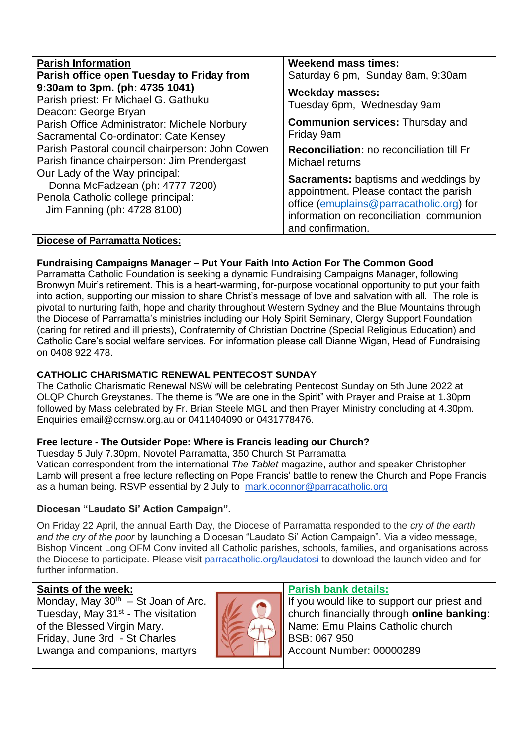**Parish Information**

**Parish office open Tuesday to Friday from 9:30am to 3pm. (ph: 4735 1041)**

Parish priest: Fr Michael G. Gathuku
Deacon: George Bryan
Parish Office Administrator: Michele Norbury
Sacramental Co-ordinator: Cate Kensey
Parish Pastoral council chairperson: John Cowen
Parish finance chairperson: Jim Prendergast
Our Lady of the Way principal:
Donna McFadzean (ph: 4777 7200)
Penola Catholic college principal:
Jim Fanning (ph: 4728 8100)

**Weekend mass times:**
Saturday 6 pm, Sunday 8am, 9:30am

**Weekday masses:**
Tuesday 6pm, Wednesday 9am

**Communion services:** Thursday and Friday 9am

**Reconciliation:** no reconciliation till Fr Michael returns

**Sacraments:** baptisms and weddings by appointment. Please contact the parish office (emuplains@parracatholic.org) for information on reconciliation, communion and confirmation.

**Diocese of Parramatta Notices:**

**Fundraising Campaigns Manager – Put Your Faith Into Action For The Common Good**

Parramatta Catholic Foundation is seeking a dynamic Fundraising Campaigns Manager, following Bronwyn Muir's retirement. This is a heart-warming, for-purpose vocational opportunity to put your faith into action, supporting our mission to share Christ's message of love and salvation with all. The role is pivotal to nurturing faith, hope and charity throughout Western Sydney and the Blue Mountains through the Diocese of Parramatta's ministries including our Holy Spirit Seminary, Clergy Support Foundation (caring for retired and ill priests), Confraternity of Christian Doctrine (Special Religious Education) and Catholic Care's social welfare services. For information please call Dianne Wigan, Head of Fundraising on 0408 922 478.

**CATHOLIC CHARISMATIC RENEWAL PENTECOST SUNDAY**

The Catholic Charismatic Renewal NSW will be celebrating Pentecost Sunday on 5th June 2022 at OLQP Church Greystanes. The theme is "We are one in the Spirit" with Prayer and Praise at 1.30pm followed by Mass celebrated by Fr. Brian Steele MGL and then Prayer Ministry concluding at 4.30pm. Enquiries email@ccrnsw.org.au or 0411404090 or 0431778476.

**Free lecture - The Outsider Pope: Where is Francis leading our Church?**

Tuesday 5 July 7.30pm, Novotel Parramatta, 350 Church St Parramatta
Vatican correspondent from the international *The Tablet* magazine, author and speaker Christopher Lamb will present a free lecture reflecting on Pope Francis' battle to renew the Church and Pope Francis as a human being. RSVP essential by 2 July to mark.oconnor@parracatholic.org

**Diocesan "Laudato Si' Action Campaign".**

On Friday 22 April, the annual Earth Day, the Diocese of Parramatta responded to the *cry of the earth and the cry of the poor* by launching a Diocesan "Laudato Si' Action Campaign". Via a video message, Bishop Vincent Long OFM Conv invited all Catholic parishes, schools, families, and organisations across the Diocese to participate. Please visit parracatholic.org/laudatosi to download the launch video and for further information.

**Saints of the week:**

Monday, May 30th – St Joan of Arc.
Tuesday, May 31st - The visitation of the Blessed Virgin Mary.
Friday, June 3rd - St Charles Lwanga and companions, martyrs

**Parish bank details:**

If you would like to support our priest and church financially through **online banking**:
Name: Emu Plains Catholic church
BSB: 067 950
Account Number: 00000289